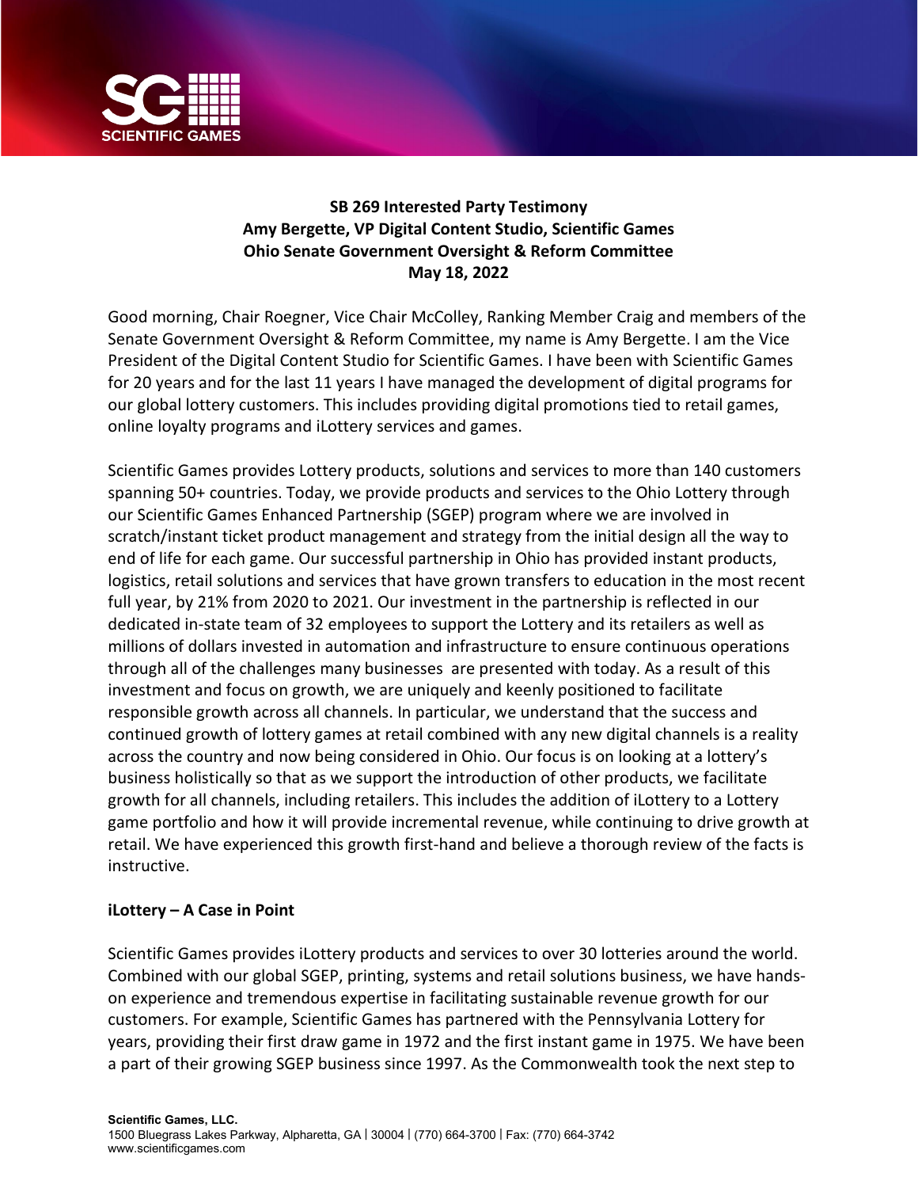**SB 269 Interested Party Testimony**
**Amy Bergette, VP Digital Content Studio, Scientific Games**
**Ohio Senate Government Oversight & Reform Committee**
**May 18, 2022**

Good morning, Chair Roegner, Vice Chair McColley, Ranking Member Craig and members of the Senate Government Oversight & Reform Committee, my name is Amy Bergette. I am the Vice President of the Digital Content Studio for Scientific Games. I have been with Scientific Games for 20 years and for the last 11 years I have managed the development of digital programs for our global lottery customers. This includes providing digital promotions tied to retail games, online loyalty programs and iLottery services and games.

Scientific Games provides Lottery products, solutions and services to more than 140 customers spanning 50+ countries. Today, we provide products and services to the Ohio Lottery through our Scientific Games Enhanced Partnership (SGEP) program where we are involved in scratch/instant ticket product management and strategy from the initial design all the way to end of life for each game. Our successful partnership in Ohio has provided instant products, logistics, retail solutions and services that have grown transfers to education in the most recent full year, by 21% from 2020 to 2021. Our investment in the partnership is reflected in our dedicated in-state team of 32 employees to support the Lottery and its retailers as well as millions of dollars invested in automation and infrastructure to ensure continuous operations through all of the challenges many businesses are presented with today. As a result of this investment and focus on growth, we are uniquely and keenly positioned to facilitate responsible growth across all channels. In particular, we understand that the success and continued growth of lottery games at retail combined with any new digital channels is a reality across the country and now being considered in Ohio. Our focus is on looking at a lottery's business holistically so that as we support the introduction of other products, we facilitate growth for all channels, including retailers. This includes the addition of iLottery to a Lottery game portfolio and how it will provide incremental revenue, while continuing to drive growth at retail. We have experienced this growth first-hand and believe a thorough review of the facts is instructive.

**iLottery – A Case in Point**

Scientific Games provides iLottery products and services to over 30 lotteries around the world. Combined with our global SGEP, printing, systems and retail solutions business, we have hands-on experience and tremendous expertise in facilitating sustainable revenue growth for our customers. For example, Scientific Games has partnered with the Pennsylvania Lottery for years, providing their first draw game in 1972 and the first instant game in 1975. We have been a part of their growing SGEP business since 1997. As the Commonwealth took the next step to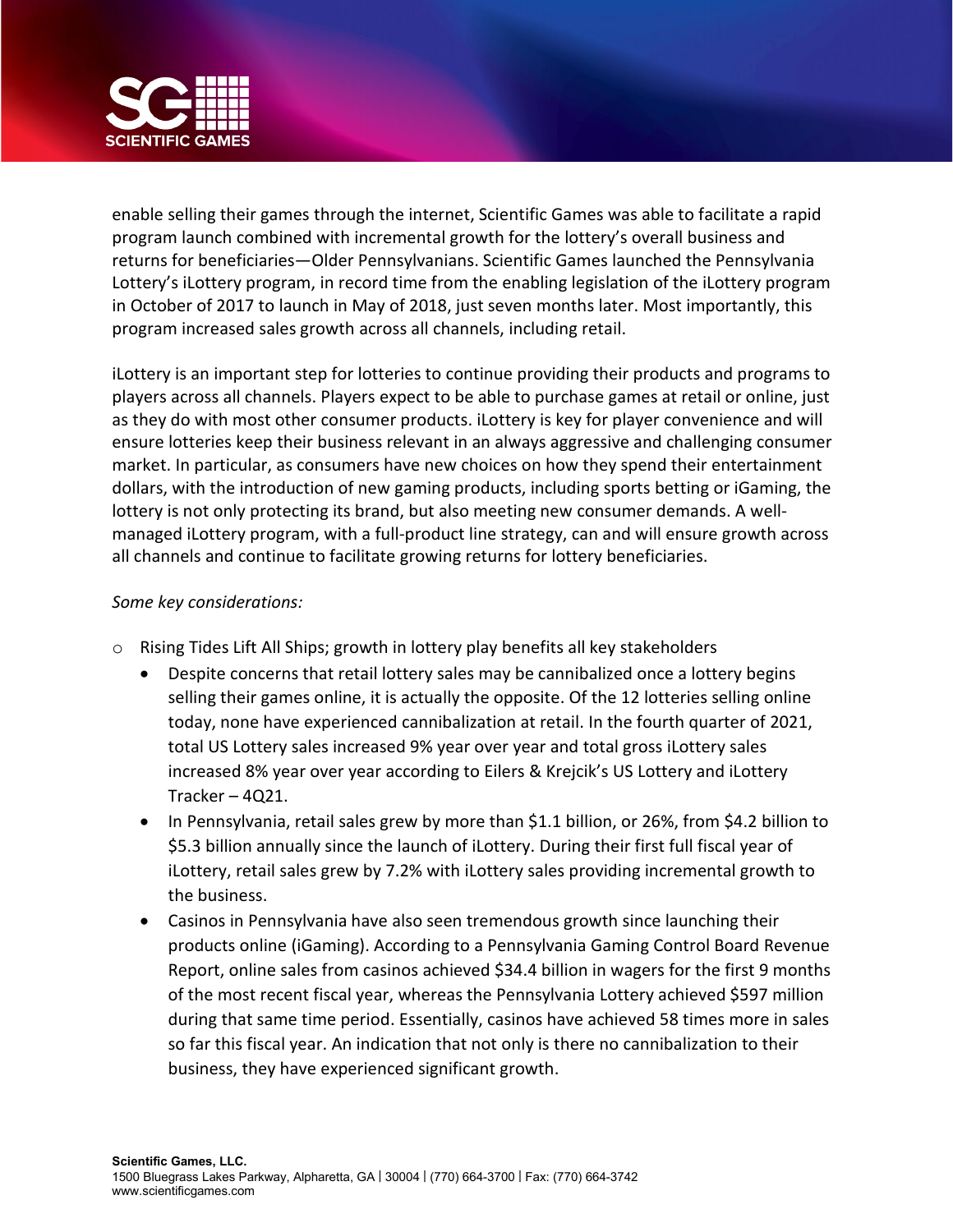enable selling their games through the internet, Scientific Games was able to facilitate a rapid program launch combined with incremental growth for the lottery's overall business and returns for beneficiaries—Older Pennsylvanians. Scientific Games launched the Pennsylvania Lottery's iLottery program, in record time from the enabling legislation of the iLottery program in October of 2017 to launch in May of 2018, just seven months later. Most importantly, this program increased sales growth across all channels, including retail.

iLottery is an important step for lotteries to continue providing their products and programs to players across all channels. Players expect to be able to purchase games at retail or online, just as they do with most other consumer products. iLottery is key for player convenience and will ensure lotteries keep their business relevant in an always aggressive and challenging consumer market. In particular, as consumers have new choices on how they spend their entertainment dollars, with the introduction of new gaming products, including sports betting or iGaming, the lottery is not only protecting its brand, but also meeting new consumer demands. A well-managed iLottery program, with a full-product line strategy, can and will ensure growth across all channels and continue to facilitate growing returns for lottery beneficiaries.

*Some key considerations:*

- Rising Tides Lift All Ships; growth in lottery play benefits all key stakeholders
  - Despite concerns that retail lottery sales may be cannibalized once a lottery begins selling their games online, it is actually the opposite. Of the 12 lotteries selling online today, none have experienced cannibalization at retail. In the fourth quarter of 2021, total US Lottery sales increased 9% year over year and total gross iLottery sales increased 8% year over year according to Eilers & Krejcik's US Lottery and iLottery Tracker – 4Q21.
  - In Pennsylvania, retail sales grew by more than $1.1 billion, or 26%, from $4.2 billion to $5.3 billion annually since the launch of iLottery. During their first full fiscal year of iLottery, retail sales grew by 7.2% with iLottery sales providing incremental growth to the business.
  - Casinos in Pennsylvania have also seen tremendous growth since launching their products online (iGaming). According to a Pennsylvania Gaming Control Board Revenue Report, online sales from casinos achieved $34.4 billion in wagers for the first 9 months of the most recent fiscal year, whereas the Pennsylvania Lottery achieved $597 million during that same time period. Essentially, casinos have achieved 58 times more in sales so far this fiscal year. An indication that not only is there no cannibalization to their business, they have experienced significant growth.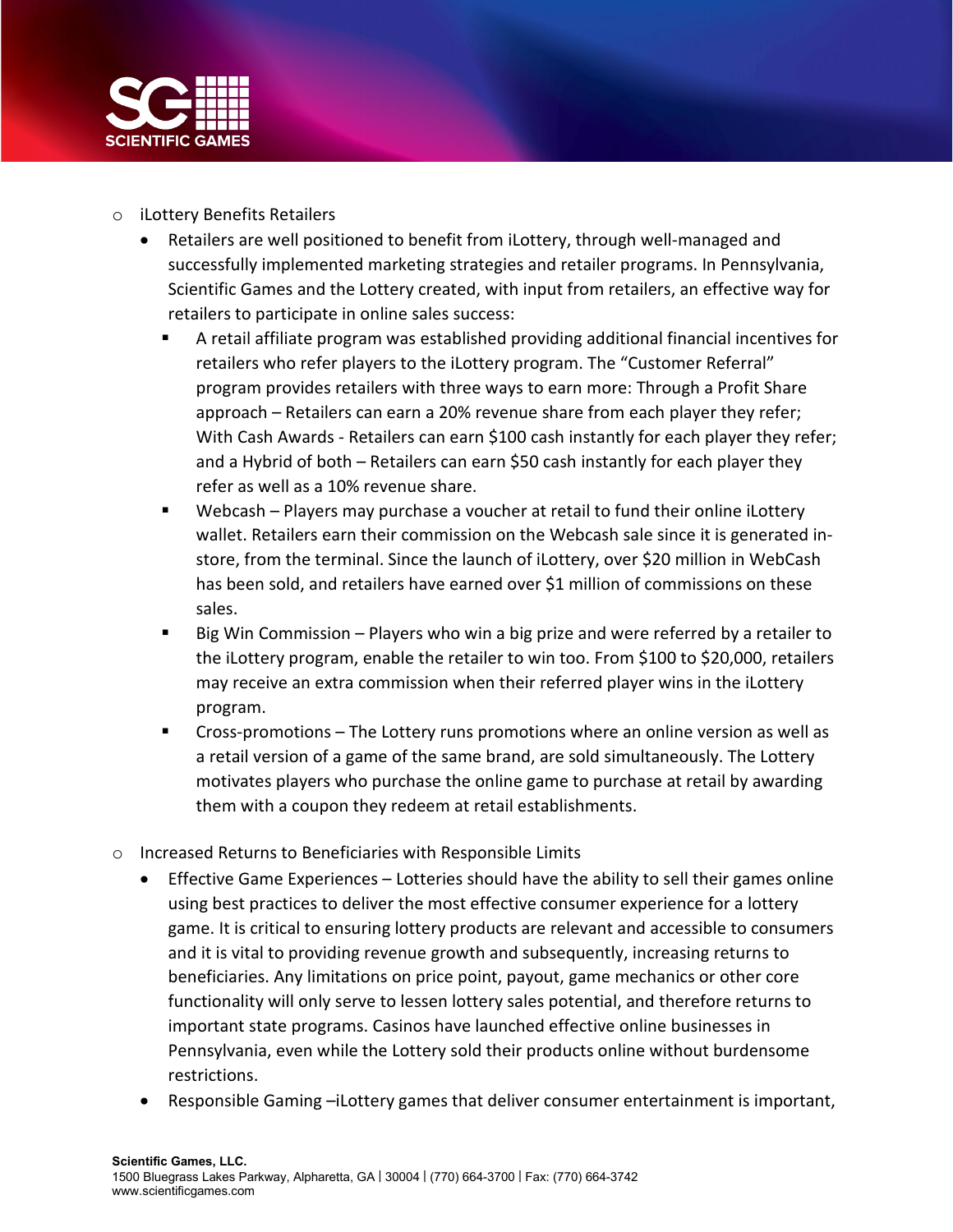- iLottery Benefits Retailers
  - Retailers are well positioned to benefit from iLottery, through well-managed and successfully implemented marketing strategies and retailer programs. In Pennsylvania, Scientific Games and the Lottery created, with input from retailers, an effective way for retailers to participate in online sales success:
    - A retail affiliate program was established providing additional financial incentives for retailers who refer players to the iLottery program. The "Customer Referral" program provides retailers with three ways to earn more: Through a Profit Share approach – Retailers can earn a 20% revenue share from each player they refer; With Cash Awards - Retailers can earn $100 cash instantly for each player they refer; and a Hybrid of both – Retailers can earn $50 cash instantly for each player they refer as well as a 10% revenue share.
    - Webcash – Players may purchase a voucher at retail to fund their online iLottery wallet. Retailers earn their commission on the Webcash sale since it is generated in-store, from the terminal. Since the launch of iLottery, over $20 million in WebCash has been sold, and retailers have earned over $1 million of commissions on these sales.
    - Big Win Commission – Players who win a big prize and were referred by a retailer to the iLottery program, enable the retailer to win too. From $100 to $20,000, retailers may receive an extra commission when their referred player wins in the iLottery program.
    - Cross-promotions – The Lottery runs promotions where an online version as well as a retail version of a game of the same brand, are sold simultaneously. The Lottery motivates players who purchase the online game to purchase at retail by awarding them with a coupon they redeem at retail establishments.

- Increased Returns to Beneficiaries with Responsible Limits
  - Effective Game Experiences – Lotteries should have the ability to sell their games online using best practices to deliver the most effective consumer experience for a lottery game. It is critical to ensuring lottery products are relevant and accessible to consumers and it is vital to providing revenue growth and subsequently, increasing returns to beneficiaries. Any limitations on price point, payout, game mechanics or other core functionality will only serve to lessen lottery sales potential, and therefore returns to important state programs. Casinos have launched effective online businesses in Pennsylvania, even while the Lottery sold their products online without burdensome restrictions.
  - Responsible Gaming –iLottery games that deliver consumer entertainment is important,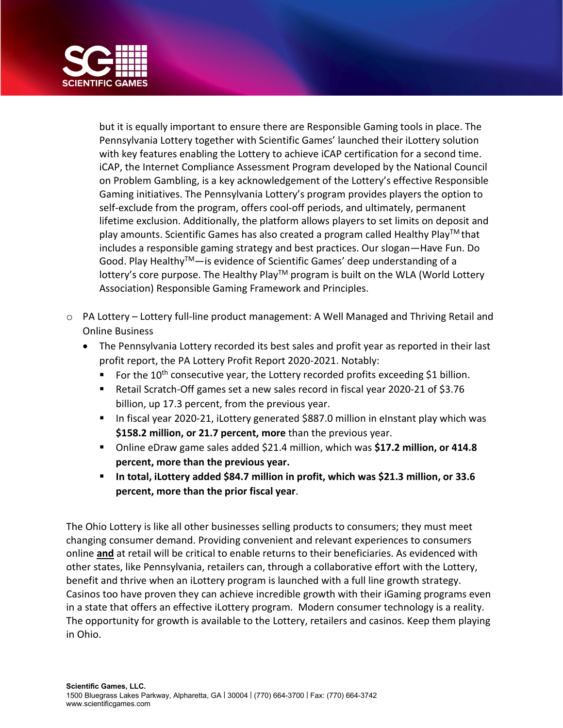but it is equally important to ensure there are Responsible Gaming tools in place. The Pennsylvania Lottery together with Scientific Games' launched their iLottery solution with key features enabling the Lottery to achieve iCAP certification for a second time. iCAP, the Internet Compliance Assessment Program developed by the National Council on Problem Gambling, is a key acknowledgement of the Lottery's effective Responsible Gaming initiatives. The Pennsylvania Lottery's program provides players the option to self-exclude from the program, offers cool-off periods, and ultimately, permanent lifetime exclusion. Additionally, the platform allows players to set limits on deposit and play amounts. Scientific Games has also created a program called Healthy Play™ that includes a responsible gaming strategy and best practices. Our slogan—Have Fun. Do Good. Play Healthy™—is evidence of Scientific Games' deep understanding of a lottery's core purpose. The Healthy Play™ program is built on the WLA (World Lottery Association) Responsible Gaming Framework and Principles.

- PA Lottery – Lottery full-line product management: A Well Managed and Thriving Retail and Online Business
  - The Pennsylvania Lottery recorded its best sales and profit year as reported in their last profit report, the PA Lottery Profit Report 2020-2021. Notably:
    - For the 10th consecutive year, the Lottery recorded profits exceeding $1 billion.
    - Retail Scratch-Off games set a new sales record in fiscal year 2020-21 of $3.76 billion, up 17.3 percent, from the previous year.
    - In fiscal year 2020-21, iLottery generated $887.0 million in eInstant play which was **$158.2 million, or 21.7 percent, more** than the previous year.
    - Online eDraw game sales added $21.4 million, which was **$17.2 million, or 414.8 percent, more than the previous year.**
    - **In total, iLottery added $84.7 million in profit, which was $21.3 million, or 33.6 percent, more than the prior fiscal year**.

The Ohio Lottery is like all other businesses selling products to consumers; they must meet changing consumer demand. Providing convenient and relevant experiences to consumers online **and** at retail will be critical to enable returns to their beneficiaries. As evidenced with other states, like Pennsylvania, retailers can, through a collaborative effort with the Lottery, benefit and thrive when an iLottery program is launched with a full line growth strategy. Casinos too have proven they can achieve incredible growth with their iGaming programs even in a state that offers an effective iLottery program. Modern consumer technology is a reality. The opportunity for growth is available to the Lottery, retailers and casinos. Keep them playing in Ohio.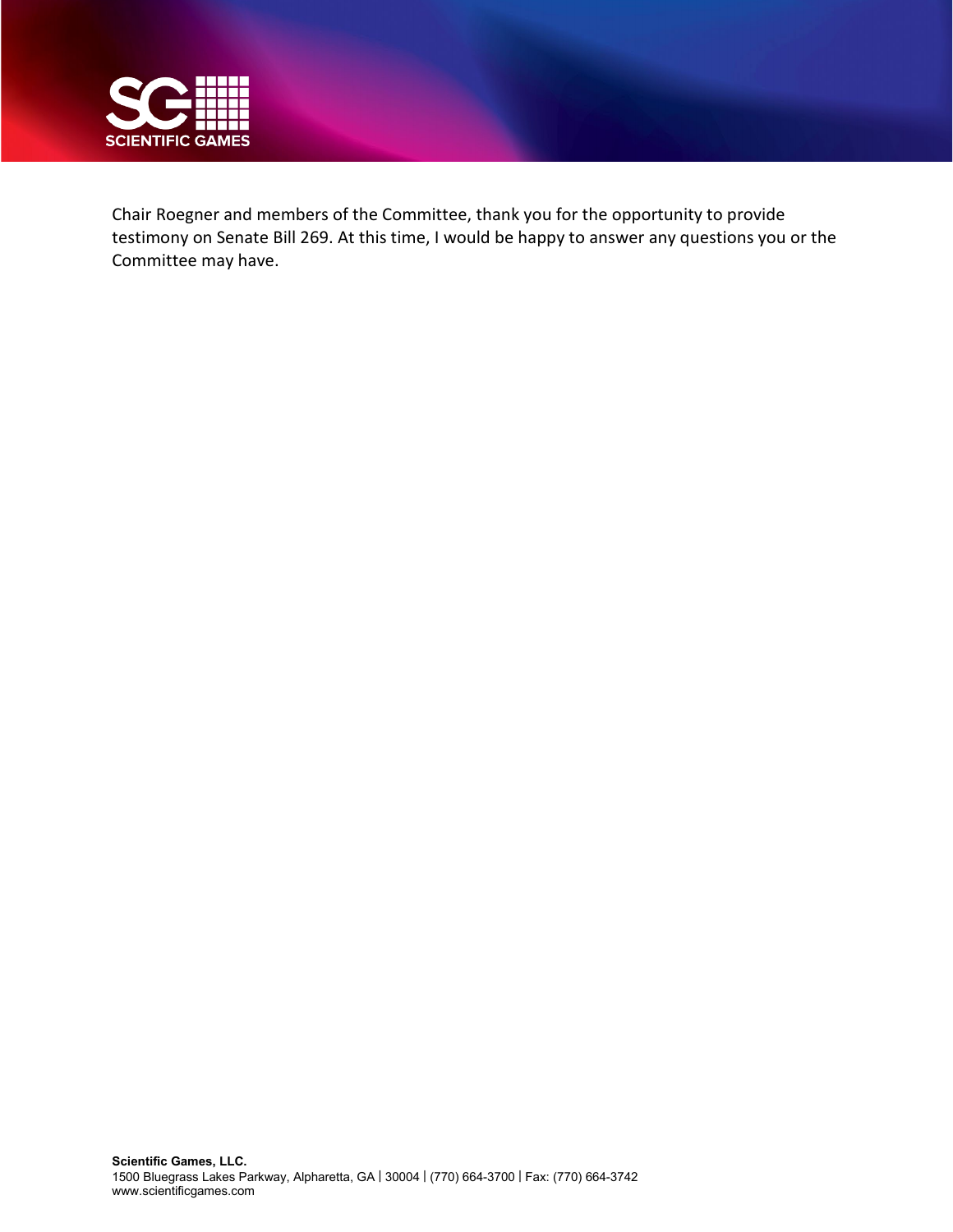Chair Roegner and members of the Committee, thank you for the opportunity to provide testimony on Senate Bill 269. At this time, I would be happy to answer any questions you or the Committee may have.